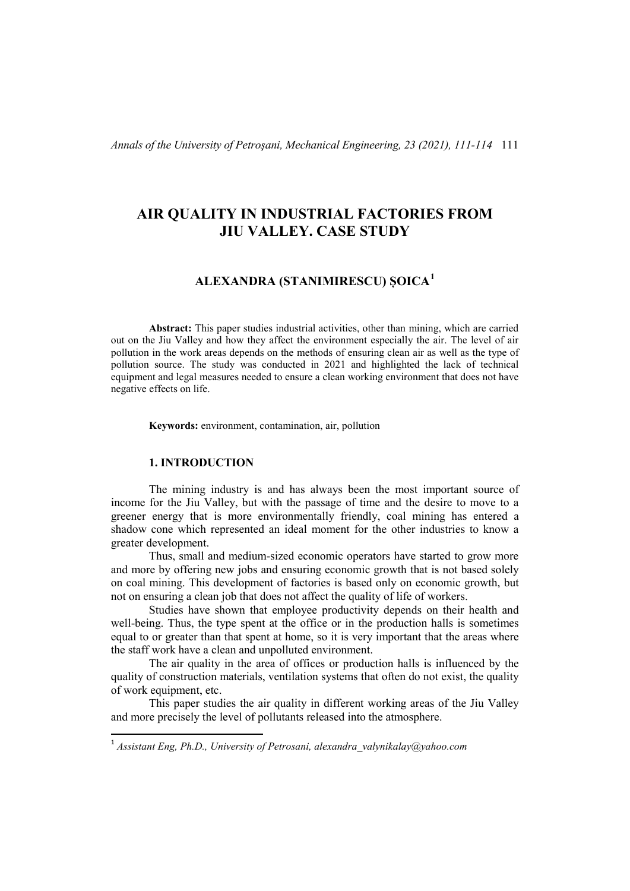# AIR QUALITY IN INDUSTRIAL FACTORIES FROM JIU VALLEY. CASE STUDY

## ALEXANDRA (STANIMIRESCU) ȘOICA[1]

**Abstract:** This paper studies industrial activities, other than mining, which are carried out on the Jiu Valley and how they affect the environment especially the air. The level of air pollution in the work areas depends on the methods of ensuring clean air as well as the type of pollution source. The study was conducted in 2021 and highlighted the lack of technical equipment and legal measures needed to ensure a clean working environment that does not have negative effects on life.

**Keywords:** environment, contamination, air, pollution

### 1. INTRODUCTION

The mining industry is and has always been the most important source of income for the Jiu Valley, but with the passage of time and the desire to move to a greener energy that is more environmentally friendly, coal mining has entered a shadow cone which represented an ideal moment for the other industries to know a greater development.

Thus, small and medium-sized economic operators have started to grow more and more by offering new jobs and ensuring economic growth that is not based solely on coal mining. This development of factories is based only on economic growth, but not on ensuring a clean job that does not affect the quality of life of workers.

Studies have shown that employee productivity depends on their health and well-being. Thus, the type spent at the office or in the production halls is sometimes equal to or greater than that spent at home, so it is very important that the areas where the staff work have a clean and unpolluted environment.

The air quality in the area of offices or production halls is influenced by the quality of construction materials, ventilation systems that often do not exist, the quality of work equipment, etc.

This paper studies the air quality in different working areas of the Jiu Valley and more precisely the level of pollutants released into the atmosphere.

---

[1] *Assistant Eng, Ph.D., University of Petrosani, alexandra_valynikalay@yahoo.com*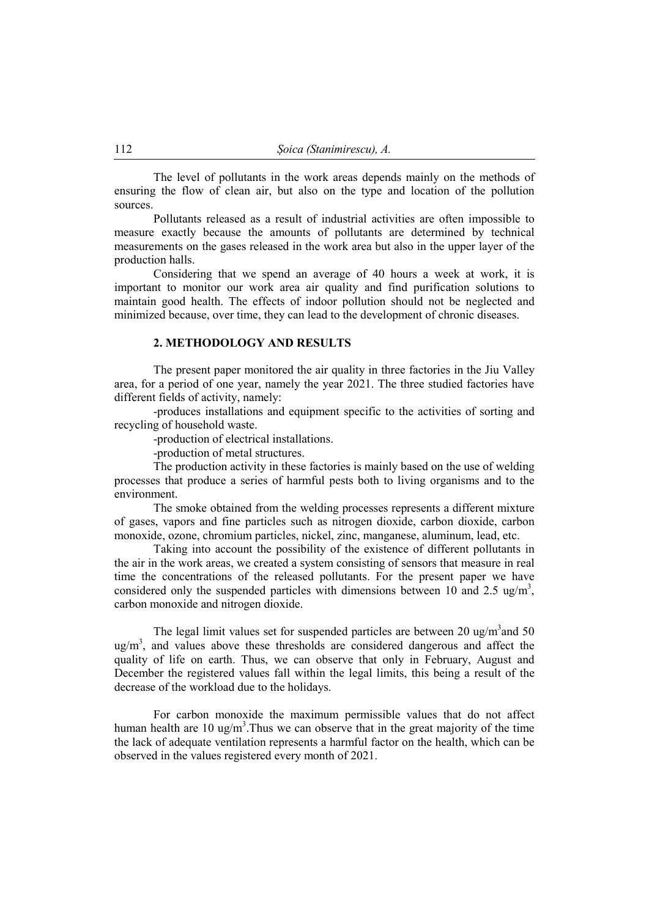The level of pollutants in the work areas depends mainly on the methods of ensuring the flow of clean air, but also on the type and location of the pollution sources.

Pollutants released as a result of industrial activities are often impossible to measure exactly because the amounts of pollutants are determined by technical measurements on the gases released in the work area but also in the upper layer of the production halls.

Considering that we spend an average of 40 hours a week at work, it is important to monitor our work area air quality and find purification solutions to maintain good health. The effects of indoor pollution should not be neglected and minimized because, over time, they can lead to the development of chronic diseases.

## 2. METHODOLOGY AND RESULTS

The present paper monitored the air quality in three factories in the Jiu Valley area, for a period of one year, namely the year 2021. The three studied factories have different fields of activity, namely:

-produces installations and equipment specific to the activities of sorting and recycling of household waste.

-production of electrical installations.

-production of metal structures.

The production activity in these factories is mainly based on the use of welding processes that produce a series of harmful pests both to living organisms and to the environment.

The smoke obtained from the welding processes represents a different mixture of gases, vapors and fine particles such as nitrogen dioxide, carbon dioxide, carbon monoxide, ozone, chromium particles, nickel, zinc, manganese, aluminum, lead, etc.

Taking into account the possibility of the existence of different pollutants in the air in the work areas, we created a system consisting of sensors that measure in real time the concentrations of the released pollutants. For the present paper we have considered only the suspended particles with dimensions between 10 and 2.5 ug/m$^3$, carbon monoxide and nitrogen dioxide.

The legal limit values set for suspended particles are between 20 ug/m$^3$and 50 ug/m$^3$, and values above these thresholds are considered dangerous and affect the quality of life on earth. Thus, we can observe that only in February, August and December the registered values fall within the legal limits, this being a result of the decrease of the workload due to the holidays.

For carbon monoxide the maximum permissible values that do not affect human health are 10 ug/m$^3$.Thus we can observe that in the great majority of the time the lack of adequate ventilation represents a harmful factor on the health, which can be observed in the values registered every month of 2021.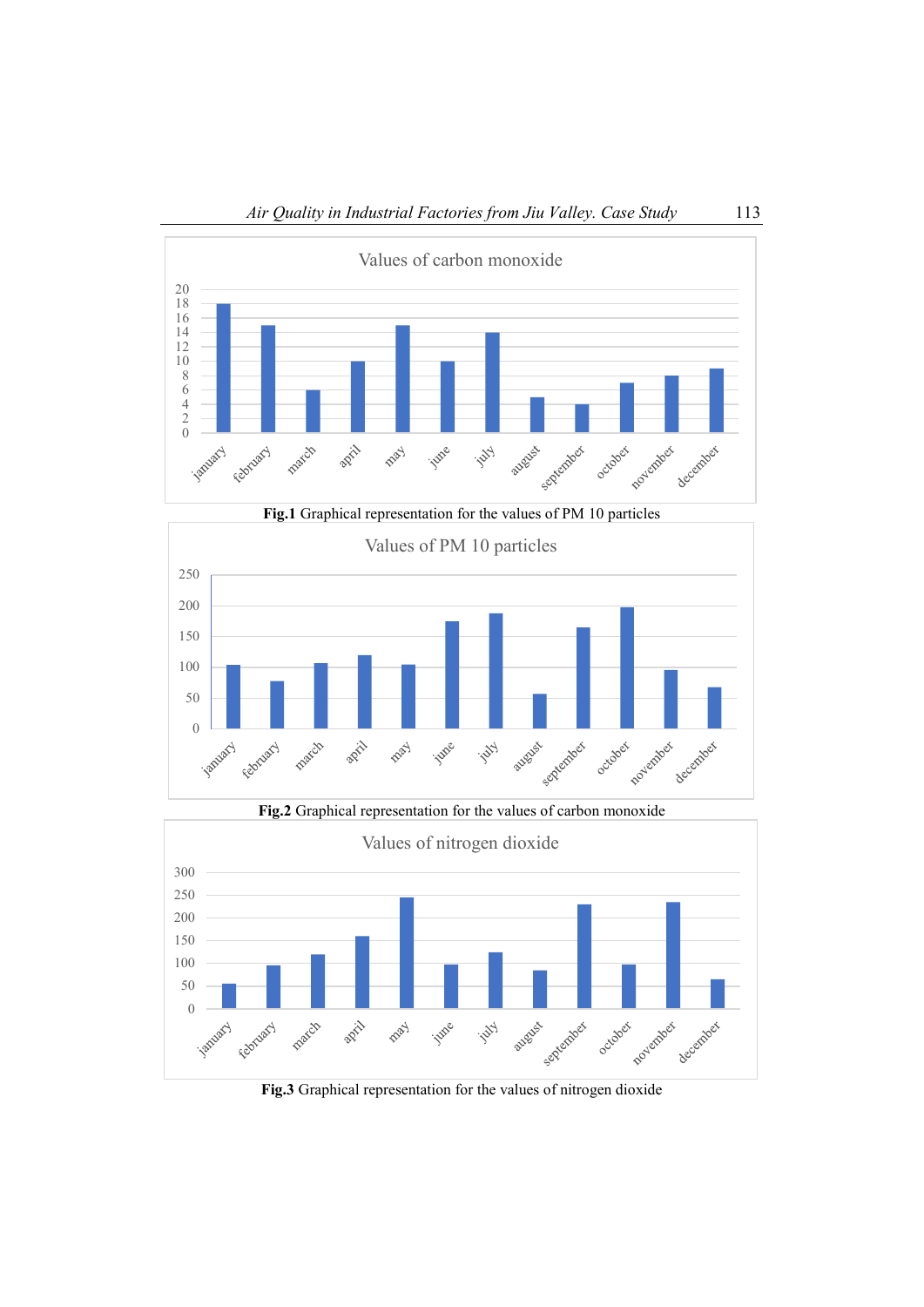Values of carbon monoxide

| Month | Value |
|---|---|
| january | 18 |
| february | 15 |
| march | 6 |
| april | 10 |
| may | 15 |
| june | 10 |
| july | 14 |
| august | 5 |
| september | 4 |
| october | 7 |
| november | 8 |
| december | 9 |

**Fig.1** Graphical representation for the values of PM 10 particles

Values of PM 10 particles

| Month | Value |
|---|---|
| january | 104 |
| february | 77 |
| march | 106 |
| april | 119 |
| may | 104 |
| june | 175 |
| july | 187 |
| august | 56 |
| september | 165 |
| october | 197 |
| november | 95 |
| december | 67 |

**Fig.2** Graphical representation for the values of carbon monoxide

Values of nitrogen dioxide

| Month | Value |
|---|---|
| january | 55 |
| february | 95 |
| march | 120 |
| april | 160 |
| may | 245 |
| june | 97 |
| july | 124 |
| august | 84 |
| september | 230 |
| october | 97 |
| november | 235 |
| december | 64 |

**Fig.3** Graphical representation for the values of nitrogen dioxide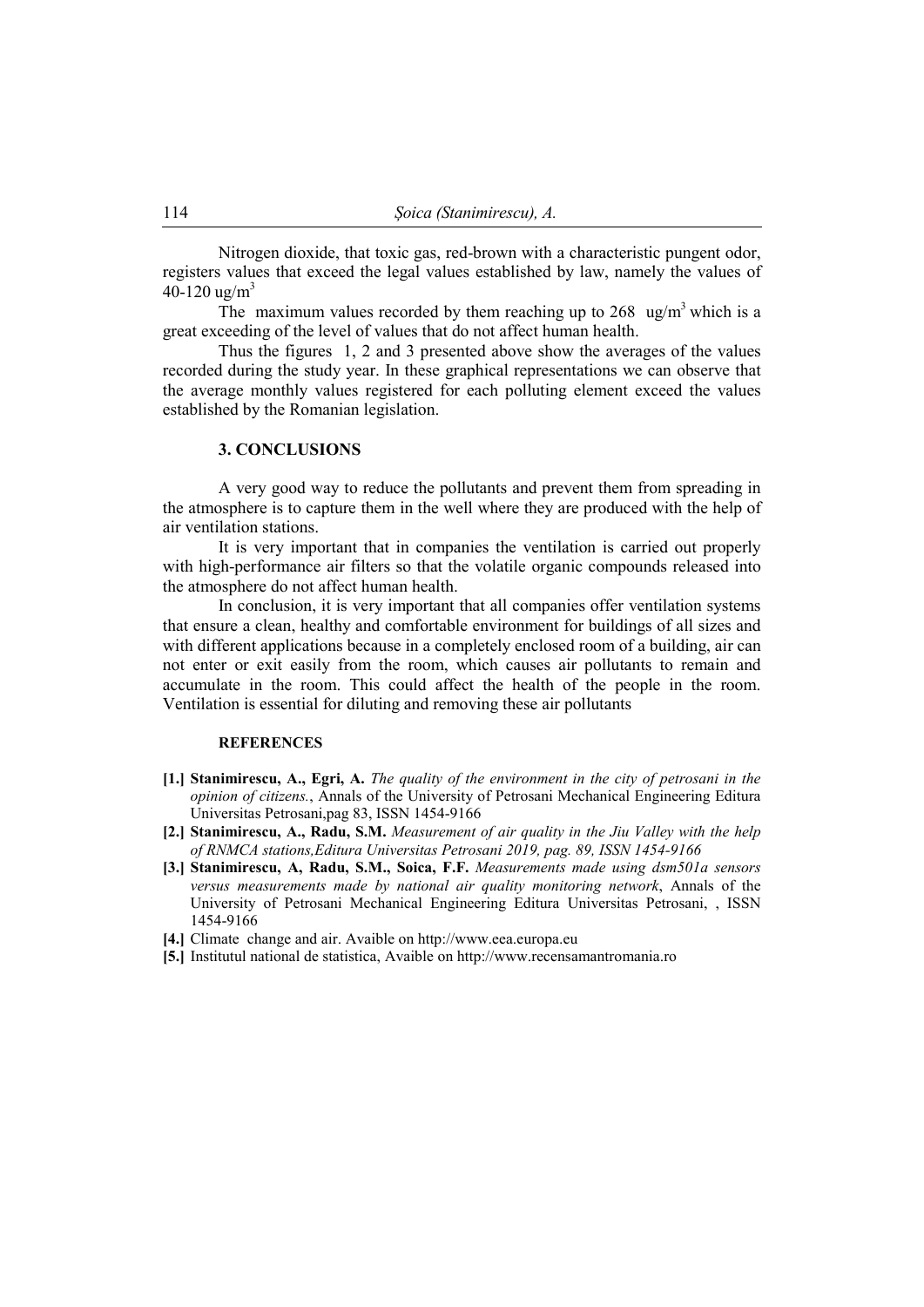Nitrogen dioxide, that toxic gas, red-brown with a characteristic pungent odor, registers values that exceed the legal values established by law, namely the values of 40-120 ug/$m^3$

The maximum values recorded by them reaching up to 268 ug/$m^3$ which is a great exceeding of the level of values that do not affect human health.

Thus the figures 1, 2 and 3 presented above show the averages of the values recorded during the study year. In these graphical representations we can observe that the average monthly values registered for each polluting element exceed the values established by the Romanian legislation.

## 3. CONCLUSIONS

A very good way to reduce the pollutants and prevent them from spreading in the atmosphere is to capture them in the well where they are produced with the help of air ventilation stations.

It is very important that in companies the ventilation is carried out properly with high-performance air filters so that the volatile organic compounds released into the atmosphere do not affect human health.

In conclusion, it is very important that all companies offer ventilation systems that ensure a clean, healthy and comfortable environment for buildings of all sizes and with different applications because in a completely enclosed room of a building, air can not enter or exit easily from the room, which causes air pollutants to remain and accumulate in the room. This could affect the health of the people in the room. Ventilation is essential for diluting and removing these air pollutants

## REFERENCES

[1.] **Stanimirescu, A., Egri, A.** *The quality of the environment in the city of petrosani in the opinion of citizens.*, Annals of the University of Petrosani Mechanical Engineering Editura Universitas Petrosani,pag 83, ISSN 1454-9166

[2.] **Stanimirescu, A., Radu, S.M.** *Measurement of air quality in the Jiu Valley with the help of RNMCA stations,Editura Universitas Petrosani 2019, pag. 89, ISSN 1454-9166*

[3.] **Stanimirescu, A, Radu, S.M., Soica, F.F.** *Measurements made using dsm501a sensors versus measurements made by national air quality monitoring network*, Annals of the University of Petrosani Mechanical Engineering Editura Universitas Petrosani, , ISSN 1454-9166

[4.] Climate change and air. Avaible on http://www.eea.europa.eu

[5.] Institutul national de statistica, Avaible on http://www.recensamantromania.ro